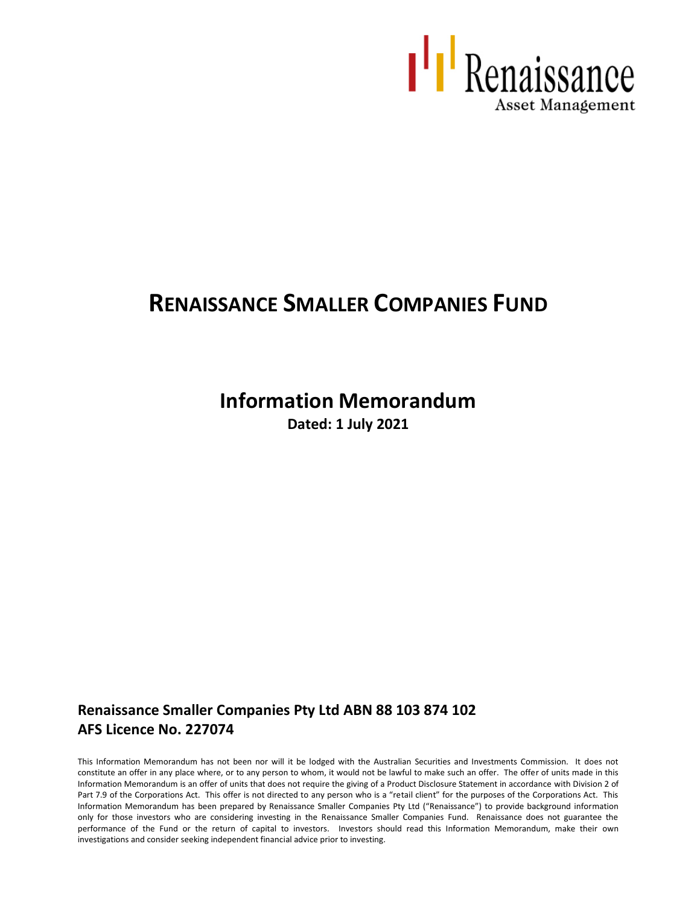Renaissance
Asset Management

# RENAISSANCE SMALLER COMPANIES FUND

## Information Memorandum

**Dated: 1 July 2021**

**Renaissance Smaller Companies Pty Ltd ABN 88 103 874 102**
**AFS Licence No. 227074**

This Information Memorandum has not been nor will it be lodged with the Australian Securities and Investments Commission. It does not constitute an offer in any place where, or to any person to whom, it would not be lawful to make such an offer. The offer of units made in this Information Memorandum is an offer of units that does not require the giving of a Product Disclosure Statement in accordance with Division 2 of Part 7.9 of the Corporations Act. This offer is not directed to any person who is a "retail client" for the purposes of the Corporations Act. This Information Memorandum has been prepared by Renaissance Smaller Companies Pty Ltd ("Renaissance") to provide background information only for those investors who are considering investing in the Renaissance Smaller Companies Fund. Renaissance does not guarantee the performance of the Fund or the return of capital to investors. Investors should read this Information Memorandum, make their own investigations and consider seeking independent financial advice prior to investing.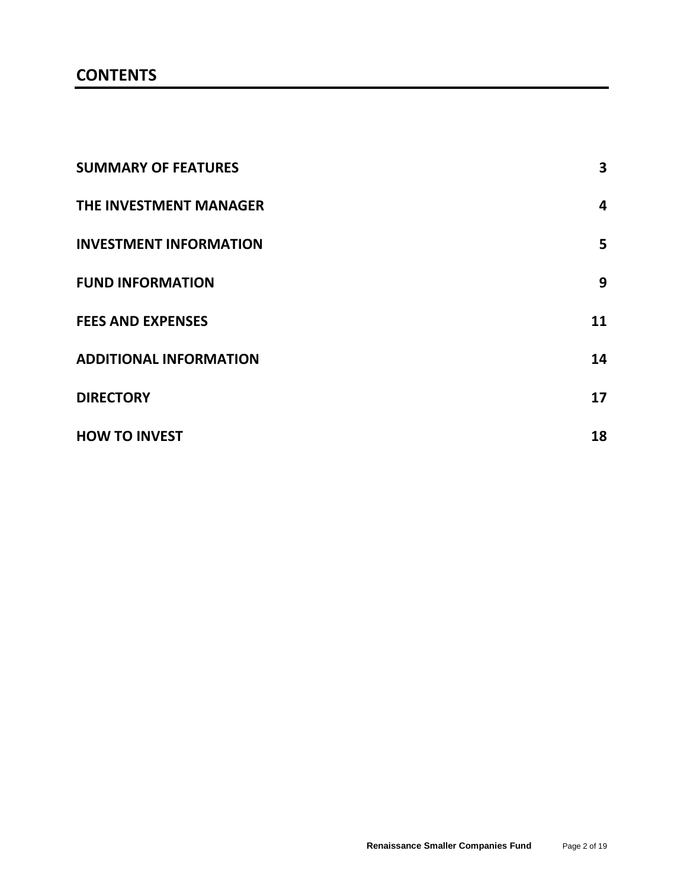# CONTENTS

| | |
|---|---|
| **SUMMARY OF FEATURES** | **3** |
| **THE INVESTMENT MANAGER** | **4** |
| **INVESTMENT INFORMATION** | **5** |
| **FUND INFORMATION** | **9** |
| **FEES AND EXPENSES** | **11** |
| **ADDITIONAL INFORMATION** | **14** |
| **DIRECTORY** | **17** |
| **HOW TO INVEST** | **18** |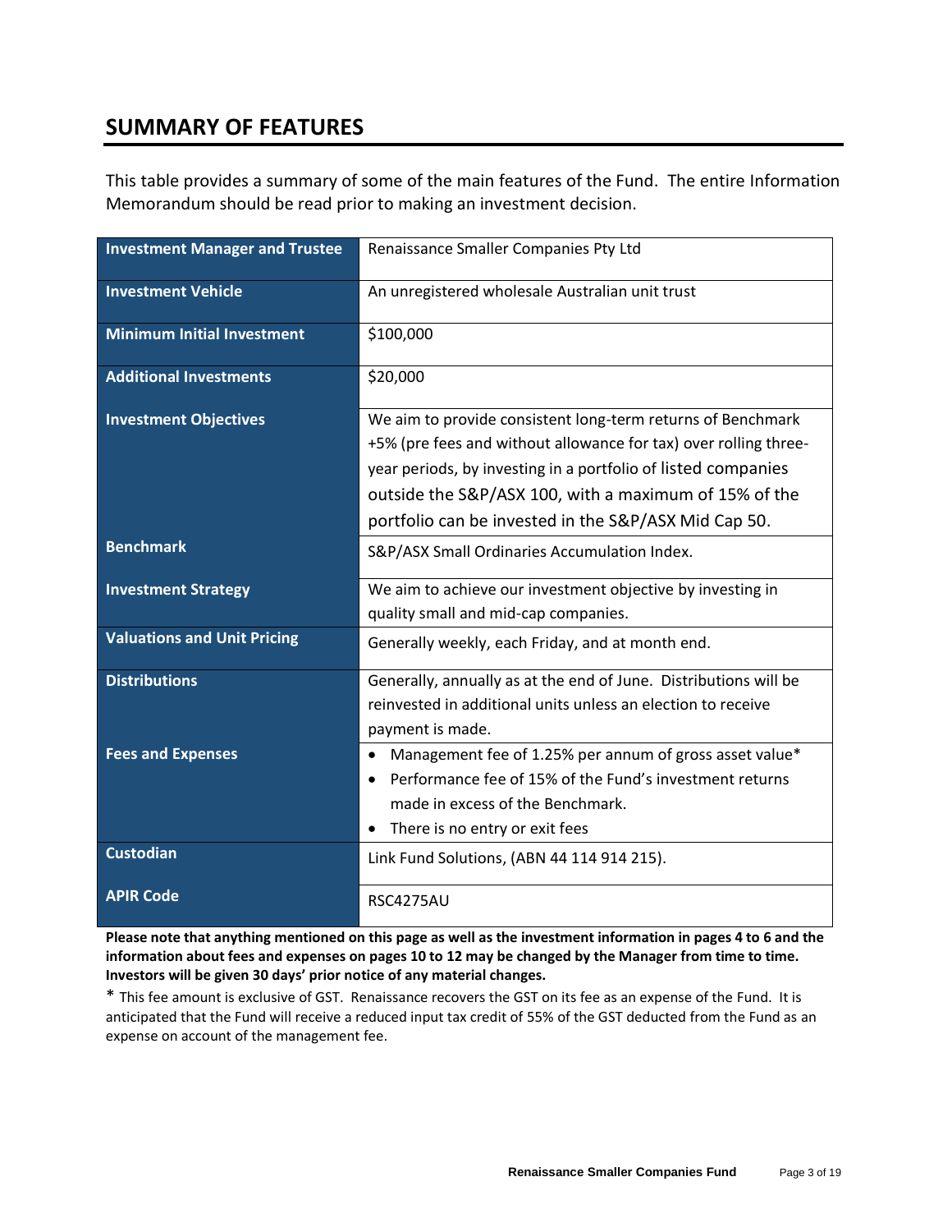## SUMMARY OF FEATURES

This table provides a summary of some of the main features of the Fund. The entire Information Memorandum should be read prior to making an investment decision.

| | |
|---|---|
| **Investment Manager and Trustee** | Renaissance Smaller Companies Pty Ltd |
| **Investment Vehicle** | An unregistered wholesale Australian unit trust |
| **Minimum Initial Investment** | $100,000 |
| **Additional Investments** | $20,000 |
| **Investment Objectives** | We aim to provide consistent long-term returns of Benchmark +5% (pre fees and without allowance for tax) over rolling three-year periods, by investing in a portfolio of listed companies outside the S&P/ASX 100, with a maximum of 15% of the portfolio can be invested in the S&P/ASX Mid Cap 50. |
| **Benchmark** | S&P/ASX Small Ordinaries Accumulation Index. |
| **Investment Strategy** | We aim to achieve our investment objective by investing in quality small and mid-cap companies. |
| **Valuations and Unit Pricing** | Generally weekly, each Friday, and at month end. |
| **Distributions** | Generally, annually as at the end of June. Distributions will be reinvested in additional units unless an election to receive payment is made. |
| **Fees and Expenses** | • Management fee of 1.25% per annum of gross asset value* <br> • Performance fee of 15% of the Fund's investment returns made in excess of the Benchmark. <br> • There is no entry or exit fees |
| **Custodian** | Link Fund Solutions, (ABN 44 114 914 215). |
| **APIR Code** | RSC4275AU |

**Please note that anything mentioned on this page as well as the investment information in pages 4 to 6 and the information about fees and expenses on pages 10 to 12 may be changed by the Manager from time to time. Investors will be given 30 days' prior notice of any material changes.**

\* This fee amount is exclusive of GST. Renaissance recovers the GST on its fee as an expense of the Fund. It is anticipated that the Fund will receive a reduced input tax credit of 55% of the GST deducted from the Fund as an expense on account of the management fee.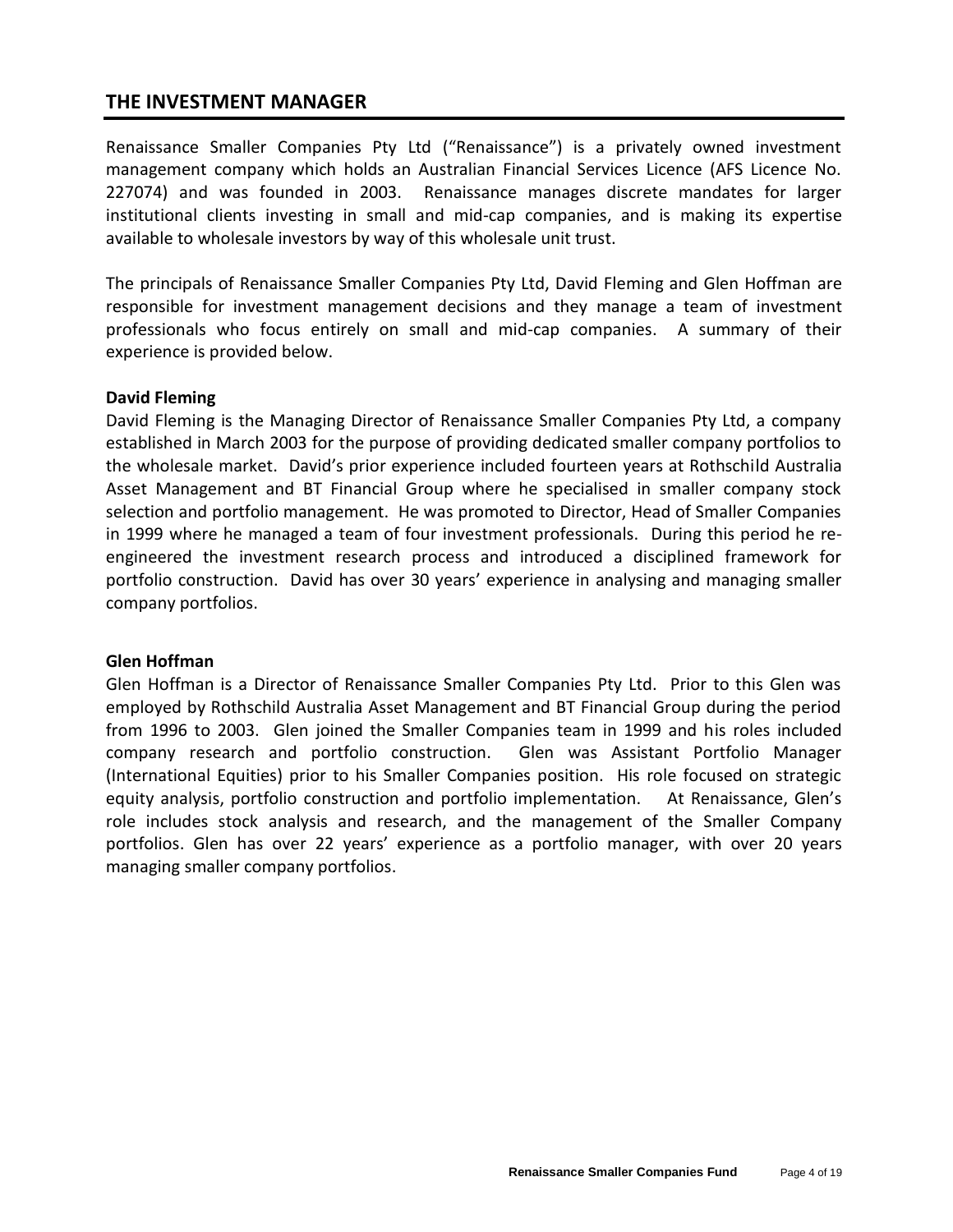## THE INVESTMENT MANAGER

Renaissance Smaller Companies Pty Ltd ("Renaissance") is a privately owned investment management company which holds an Australian Financial Services Licence (AFS Licence No. 227074) and was founded in 2003. Renaissance manages discrete mandates for larger institutional clients investing in small and mid-cap companies, and is making its expertise available to wholesale investors by way of this wholesale unit trust.

The principals of Renaissance Smaller Companies Pty Ltd, David Fleming and Glen Hoffman are responsible for investment management decisions and they manage a team of investment professionals who focus entirely on small and mid-cap companies. A summary of their experience is provided below.

**David Fleming**

David Fleming is the Managing Director of Renaissance Smaller Companies Pty Ltd, a company established in March 2003 for the purpose of providing dedicated smaller company portfolios to the wholesale market. David's prior experience included fourteen years at Rothschild Australia Asset Management and BT Financial Group where he specialised in smaller company stock selection and portfolio management. He was promoted to Director, Head of Smaller Companies in 1999 where he managed a team of four investment professionals. During this period he re-engineered the investment research process and introduced a disciplined framework for portfolio construction. David has over 30 years' experience in analysing and managing smaller company portfolios.

**Glen Hoffman**

Glen Hoffman is a Director of Renaissance Smaller Companies Pty Ltd. Prior to this Glen was employed by Rothschild Australia Asset Management and BT Financial Group during the period from 1996 to 2003. Glen joined the Smaller Companies team in 1999 and his roles included company research and portfolio construction. Glen was Assistant Portfolio Manager (International Equities) prior to his Smaller Companies position. His role focused on strategic equity analysis, portfolio construction and portfolio implementation. At Renaissance, Glen's role includes stock analysis and research, and the management of the Smaller Company portfolios. Glen has over 22 years' experience as a portfolio manager, with over 20 years managing smaller company portfolios.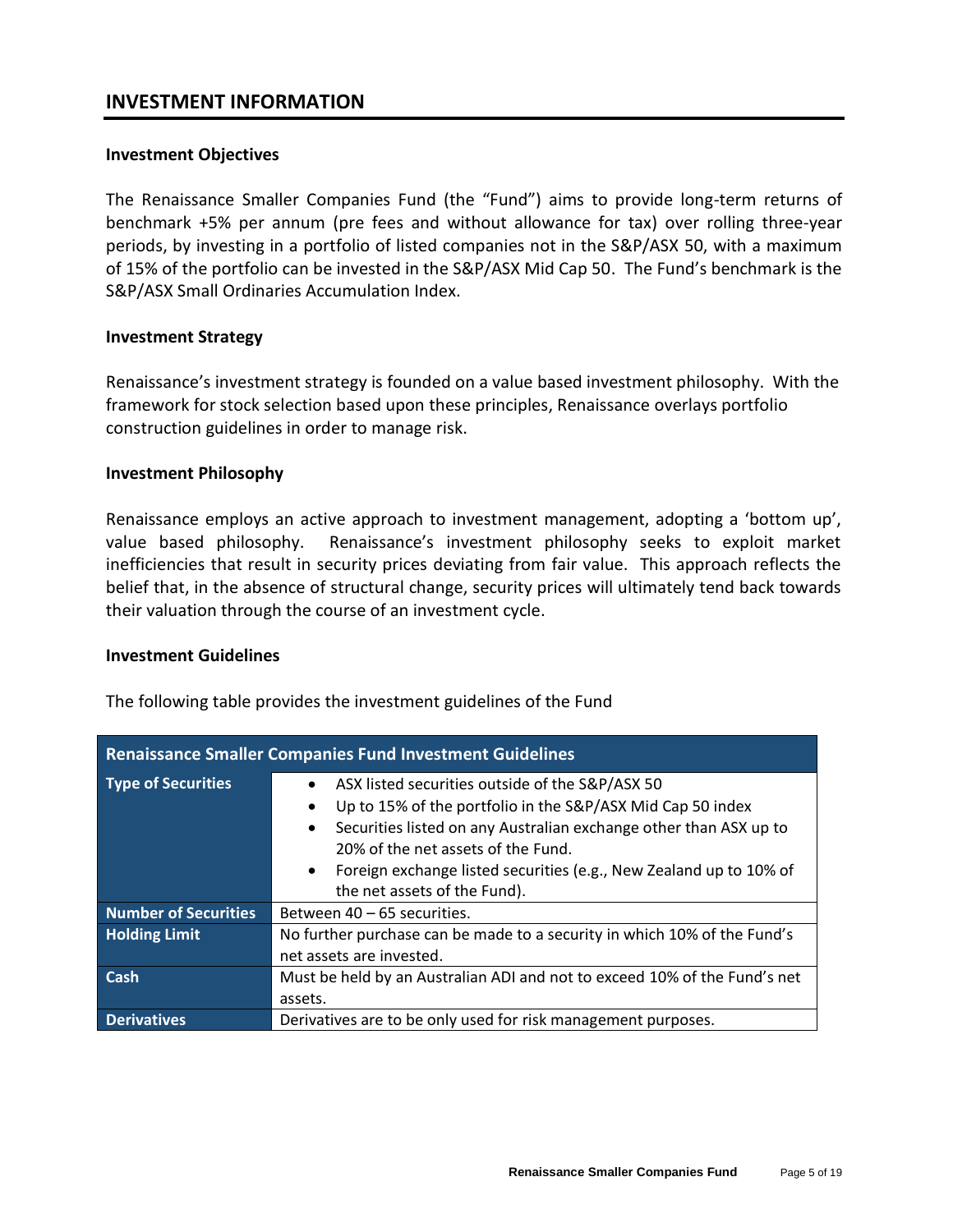## INVESTMENT INFORMATION

### Investment Objectives

The Renaissance Smaller Companies Fund (the "Fund") aims to provide long-term returns of benchmark +5% per annum (pre fees and without allowance for tax) over rolling three-year periods, by investing in a portfolio of listed companies not in the S&P/ASX 50, with a maximum of 15% of the portfolio can be invested in the S&P/ASX Mid Cap 50. The Fund's benchmark is the S&P/ASX Small Ordinaries Accumulation Index.

### Investment Strategy

Renaissance's investment strategy is founded on a value based investment philosophy. With the framework for stock selection based upon these principles, Renaissance overlays portfolio construction guidelines in order to manage risk.

### Investment Philosophy

Renaissance employs an active approach to investment management, adopting a 'bottom up', value based philosophy. Renaissance's investment philosophy seeks to exploit market inefficiencies that result in security prices deviating from fair value. This approach reflects the belief that, in the absence of structural change, security prices will ultimately tend back towards their valuation through the course of an investment cycle.

### Investment Guidelines

The following table provides the investment guidelines of the Fund

| Renaissance Smaller Companies Fund Investment Guidelines | |
|---|---|
| **Type of Securities** | • ASX listed securities outside of the S&P/ASX 50<br>• Up to 15% of the portfolio in the S&P/ASX Mid Cap 50 index<br>• Securities listed on any Australian exchange other than ASX up to 20% of the net assets of the Fund.<br>• Foreign exchange listed securities (e.g., New Zealand up to 10% of the net assets of the Fund). |
| **Number of Securities** | Between 40 – 65 securities. |
| **Holding Limit** | No further purchase can be made to a security in which 10% of the Fund's net assets are invested. |
| **Cash** | Must be held by an Australian ADI and not to exceed 10% of the Fund's net assets. |
| **Derivatives** | Derivatives are to be only used for risk management purposes. |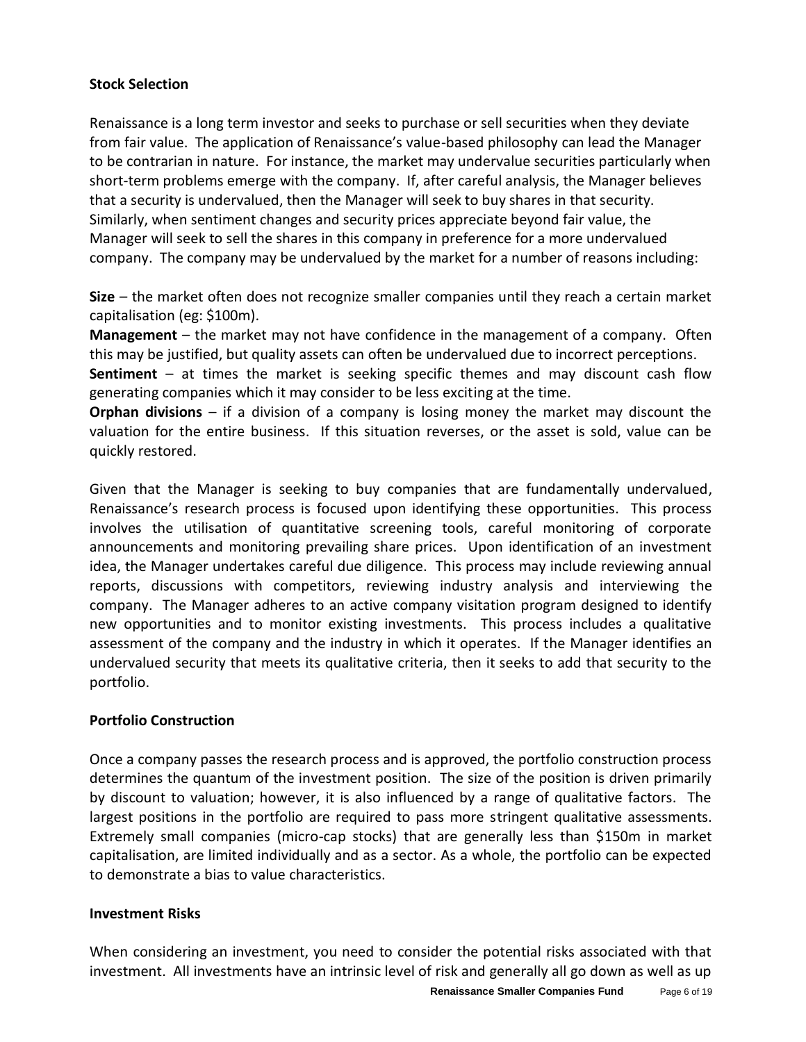## Stock Selection

Renaissance is a long term investor and seeks to purchase or sell securities when they deviate from fair value. The application of Renaissance's value-based philosophy can lead the Manager to be contrarian in nature. For instance, the market may undervalue securities particularly when short-term problems emerge with the company. If, after careful analysis, the Manager believes that a security is undervalued, then the Manager will seek to buy shares in that security. Similarly, when sentiment changes and security prices appreciate beyond fair value, the Manager will seek to sell the shares in this company in preference for a more undervalued company. The company may be undervalued by the market for a number of reasons including:

**Size** – the market often does not recognize smaller companies until they reach a certain market capitalisation (eg: $100m).
**Management** – the market may not have confidence in the management of a company. Often this may be justified, but quality assets can often be undervalued due to incorrect perceptions.
**Sentiment** – at times the market is seeking specific themes and may discount cash flow generating companies which it may consider to be less exciting at the time.
**Orphan divisions** – if a division of a company is losing money the market may discount the valuation for the entire business. If this situation reverses, or the asset is sold, value can be quickly restored.

Given that the Manager is seeking to buy companies that are fundamentally undervalued, Renaissance's research process is focused upon identifying these opportunities. This process involves the utilisation of quantitative screening tools, careful monitoring of corporate announcements and monitoring prevailing share prices. Upon identification of an investment idea, the Manager undertakes careful due diligence. This process may include reviewing annual reports, discussions with competitors, reviewing industry analysis and interviewing the company. The Manager adheres to an active company visitation program designed to identify new opportunities and to monitor existing investments. This process includes a qualitative assessment of the company and the industry in which it operates. If the Manager identifies an undervalued security that meets its qualitative criteria, then it seeks to add that security to the portfolio.

## Portfolio Construction

Once a company passes the research process and is approved, the portfolio construction process determines the quantum of the investment position. The size of the position is driven primarily by discount to valuation; however, it is also influenced by a range of qualitative factors. The largest positions in the portfolio are required to pass more stringent qualitative assessments. Extremely small companies (micro-cap stocks) that are generally less than $150m in market capitalisation, are limited individually and as a sector. As a whole, the portfolio can be expected to demonstrate a bias to value characteristics.

## Investment Risks

When considering an investment, you need to consider the potential risks associated with that investment. All investments have an intrinsic level of risk and generally all go down as well as up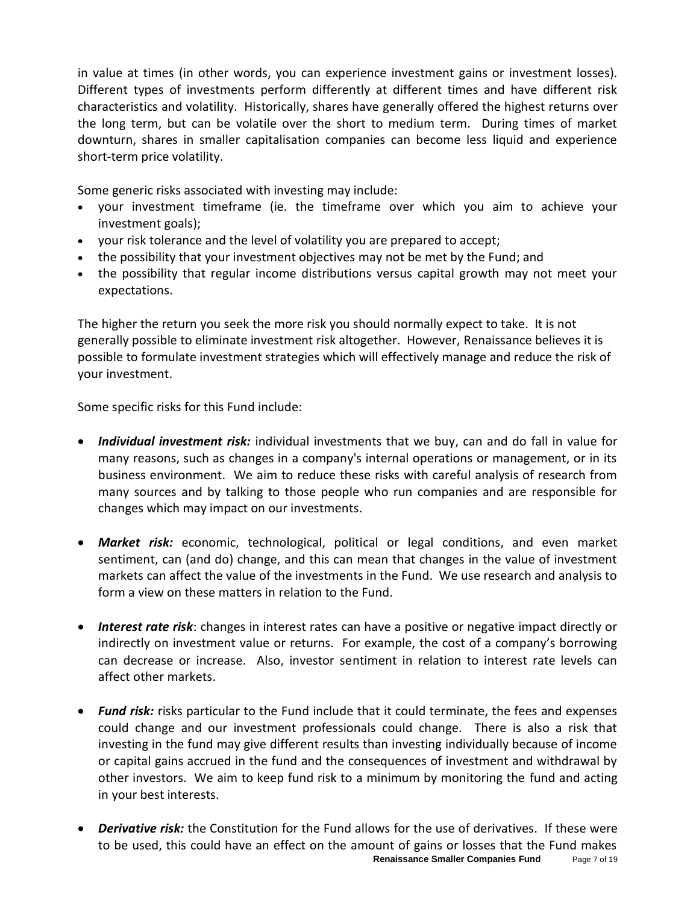in value at times (in other words, you can experience investment gains or investment losses). Different types of investments perform differently at different times and have different risk characteristics and volatility. Historically, shares have generally offered the highest returns over the long term, but can be volatile over the short to medium term. During times of market downturn, shares in smaller capitalisation companies can become less liquid and experience short-term price volatility.

Some generic risks associated with investing may include:

- your investment timeframe (ie. the timeframe over which you aim to achieve your investment goals);
- your risk tolerance and the level of volatility you are prepared to accept;
- the possibility that your investment objectives may not be met by the Fund; and
- the possibility that regular income distributions versus capital growth may not meet your expectations.

The higher the return you seek the more risk you should normally expect to take. It is not generally possible to eliminate investment risk altogether. However, Renaissance believes it is possible to formulate investment strategies which will effectively manage and reduce the risk of your investment.

Some specific risks for this Fund include:

- ***Individual investment risk:*** individual investments that we buy, can and do fall in value for many reasons, such as changes in a company's internal operations or management, or in its business environment. We aim to reduce these risks with careful analysis of research from many sources and by talking to those people who run companies and are responsible for changes which may impact on our investments.

- ***Market risk:*** economic, technological, political or legal conditions, and even market sentiment, can (and do) change, and this can mean that changes in the value of investment markets can affect the value of the investments in the Fund. We use research and analysis to form a view on these matters in relation to the Fund.

- ***Interest rate risk***: changes in interest rates can have a positive or negative impact directly or indirectly on investment value or returns. For example, the cost of a company's borrowing can decrease or increase. Also, investor sentiment in relation to interest rate levels can affect other markets.

- ***Fund risk:*** risks particular to the Fund include that it could terminate, the fees and expenses could change and our investment professionals could change. There is also a risk that investing in the fund may give different results than investing individually because of income or capital gains accrued in the fund and the consequences of investment and withdrawal by other investors. We aim to keep fund risk to a minimum by monitoring the fund and acting in your best interests.

- ***Derivative risk:*** the Constitution for the Fund allows for the use of derivatives. If these were to be used, this could have an effect on the amount of gains or losses that the Fund makes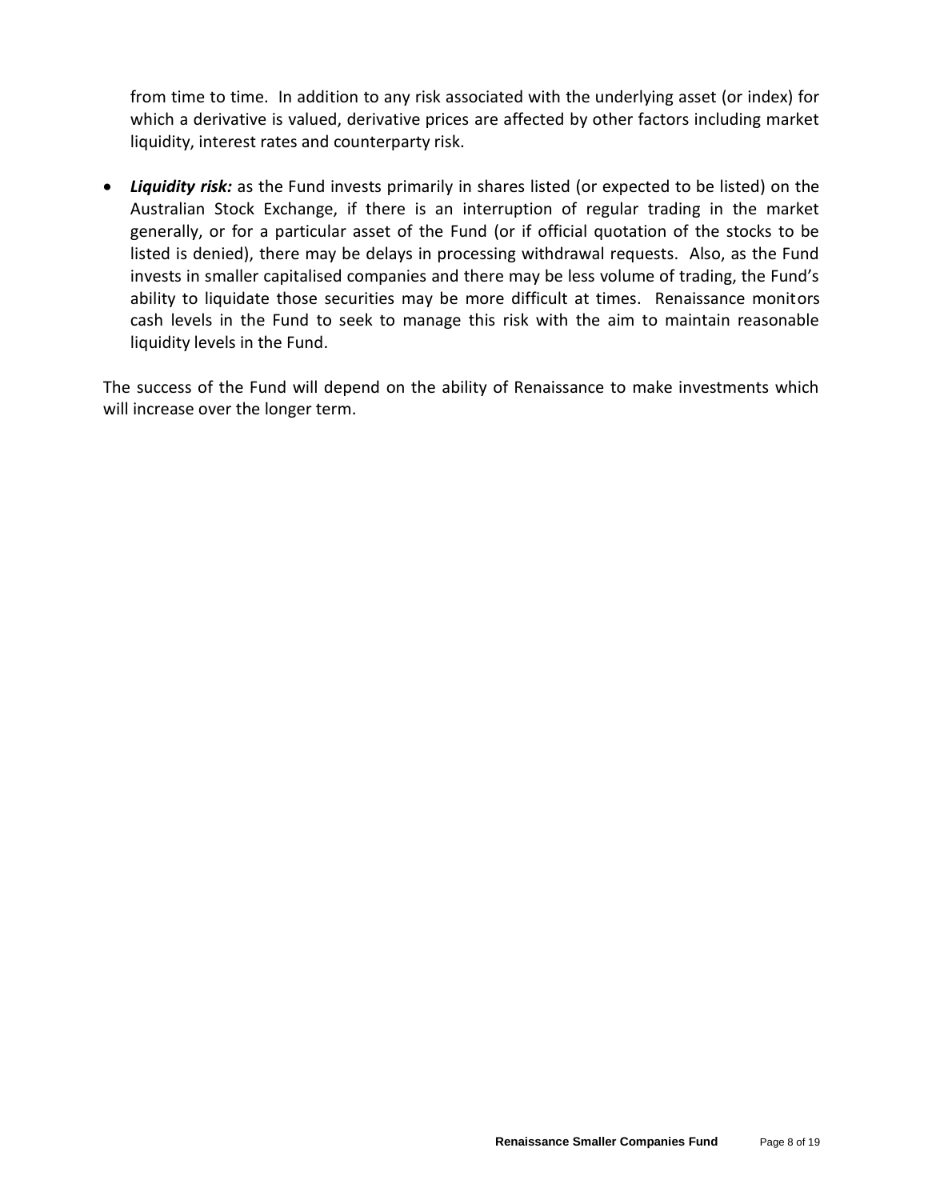from time to time. In addition to any risk associated with the underlying asset (or index) for which a derivative is valued, derivative prices are affected by other factors including market liquidity, interest rates and counterparty risk.

- ***Liquidity risk:*** as the Fund invests primarily in shares listed (or expected to be listed) on the Australian Stock Exchange, if there is an interruption of regular trading in the market generally, or for a particular asset of the Fund (or if official quotation of the stocks to be listed is denied), there may be delays in processing withdrawal requests. Also, as the Fund invests in smaller capitalised companies and there may be less volume of trading, the Fund's ability to liquidate those securities may be more difficult at times. Renaissance monitors cash levels in the Fund to seek to manage this risk with the aim to maintain reasonable liquidity levels in the Fund.

The success of the Fund will depend on the ability of Renaissance to make investments which will increase over the longer term.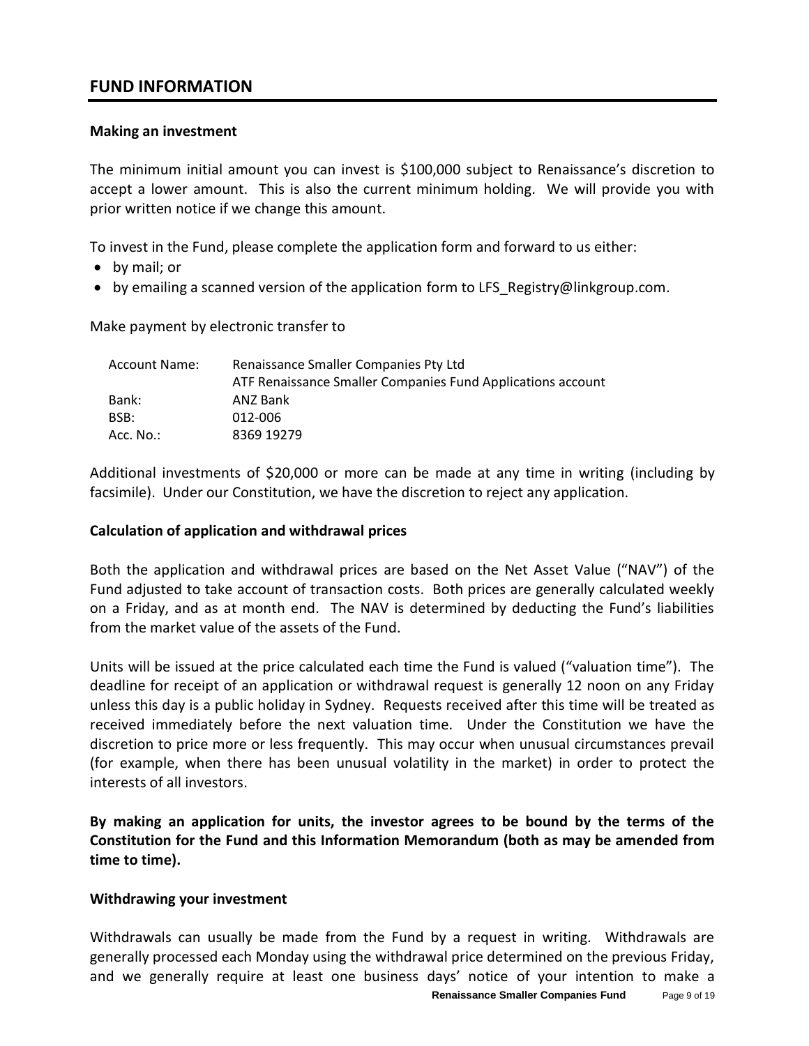## FUND INFORMATION

**Making an investment**

The minimum initial amount you can invest is $100,000 subject to Renaissance's discretion to accept a lower amount. This is also the current minimum holding. We will provide you with prior written notice if we change this amount.

To invest in the Fund, please complete the application form and forward to us either:

- by mail; or
- by emailing a scanned version of the application form to LFS_Registry@linkgroup.com.

Make payment by electronic transfer to

| | |
|---|---|
| Account Name: | Renaissance Smaller Companies Pty Ltd ATF Renaissance Smaller Companies Fund Applications account |
| Bank: | ANZ Bank |
| BSB: | 012-006 |
| Acc. No.: | 8369 19279 |

Additional investments of $20,000 or more can be made at any time in writing (including by facsimile). Under our Constitution, we have the discretion to reject any application.

**Calculation of application and withdrawal prices**

Both the application and withdrawal prices are based on the Net Asset Value ("NAV") of the Fund adjusted to take account of transaction costs. Both prices are generally calculated weekly on a Friday, and as at month end. The NAV is determined by deducting the Fund's liabilities from the market value of the assets of the Fund.

Units will be issued at the price calculated each time the Fund is valued ("valuation time"). The deadline for receipt of an application or withdrawal request is generally 12 noon on any Friday unless this day is a public holiday in Sydney. Requests received after this time will be treated as received immediately before the next valuation time. Under the Constitution we have the discretion to price more or less frequently. This may occur when unusual circumstances prevail (for example, when there has been unusual volatility in the market) in order to protect the interests of all investors.

**By making an application for units, the investor agrees to be bound by the terms of the Constitution for the Fund and this Information Memorandum (both as may be amended from time to time).**

**Withdrawing your investment**

Withdrawals can usually be made from the Fund by a request in writing. Withdrawals are generally processed each Monday using the withdrawal price determined on the previous Friday, and we generally require at least one business days' notice of your intention to make a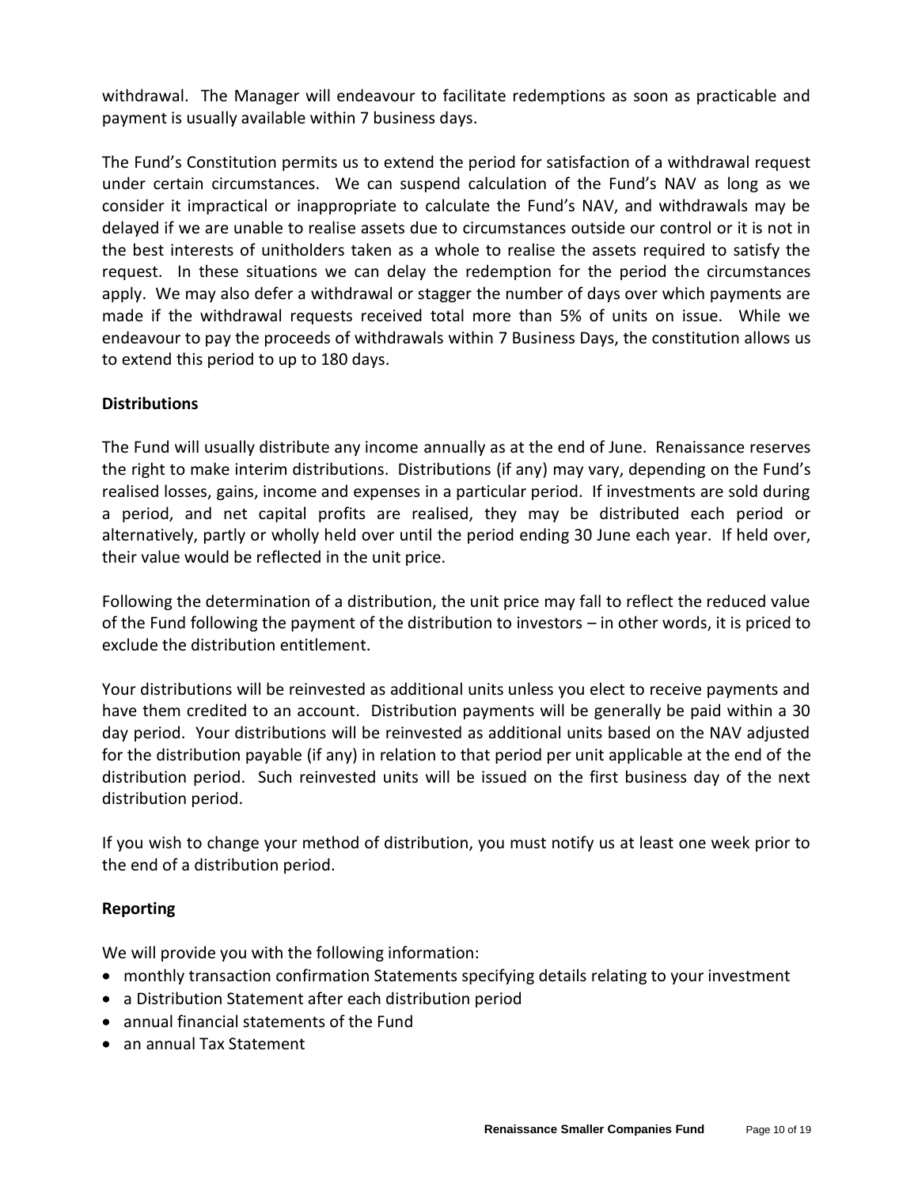withdrawal. The Manager will endeavour to facilitate redemptions as soon as practicable and payment is usually available within 7 business days.

The Fund's Constitution permits us to extend the period for satisfaction of a withdrawal request under certain circumstances. We can suspend calculation of the Fund's NAV as long as we consider it impractical or inappropriate to calculate the Fund's NAV, and withdrawals may be delayed if we are unable to realise assets due to circumstances outside our control or it is not in the best interests of unitholders taken as a whole to realise the assets required to satisfy the request. In these situations we can delay the redemption for the period the circumstances apply. We may also defer a withdrawal or stagger the number of days over which payments are made if the withdrawal requests received total more than 5% of units on issue. While we endeavour to pay the proceeds of withdrawals within 7 Business Days, the constitution allows us to extend this period to up to 180 days.

**Distributions**

The Fund will usually distribute any income annually as at the end of June. Renaissance reserves the right to make interim distributions. Distributions (if any) may vary, depending on the Fund's realised losses, gains, income and expenses in a particular period. If investments are sold during a period, and net capital profits are realised, they may be distributed each period or alternatively, partly or wholly held over until the period ending 30 June each year. If held over, their value would be reflected in the unit price.

Following the determination of a distribution, the unit price may fall to reflect the reduced value of the Fund following the payment of the distribution to investors – in other words, it is priced to exclude the distribution entitlement.

Your distributions will be reinvested as additional units unless you elect to receive payments and have them credited to an account. Distribution payments will be generally be paid within a 30 day period. Your distributions will be reinvested as additional units based on the NAV adjusted for the distribution payable (if any) in relation to that period per unit applicable at the end of the distribution period. Such reinvested units will be issued on the first business day of the next distribution period.

If you wish to change your method of distribution, you must notify us at least one week prior to the end of a distribution period.

**Reporting**

We will provide you with the following information:

- monthly transaction confirmation Statements specifying details relating to your investment
- a Distribution Statement after each distribution period
- annual financial statements of the Fund
- an annual Tax Statement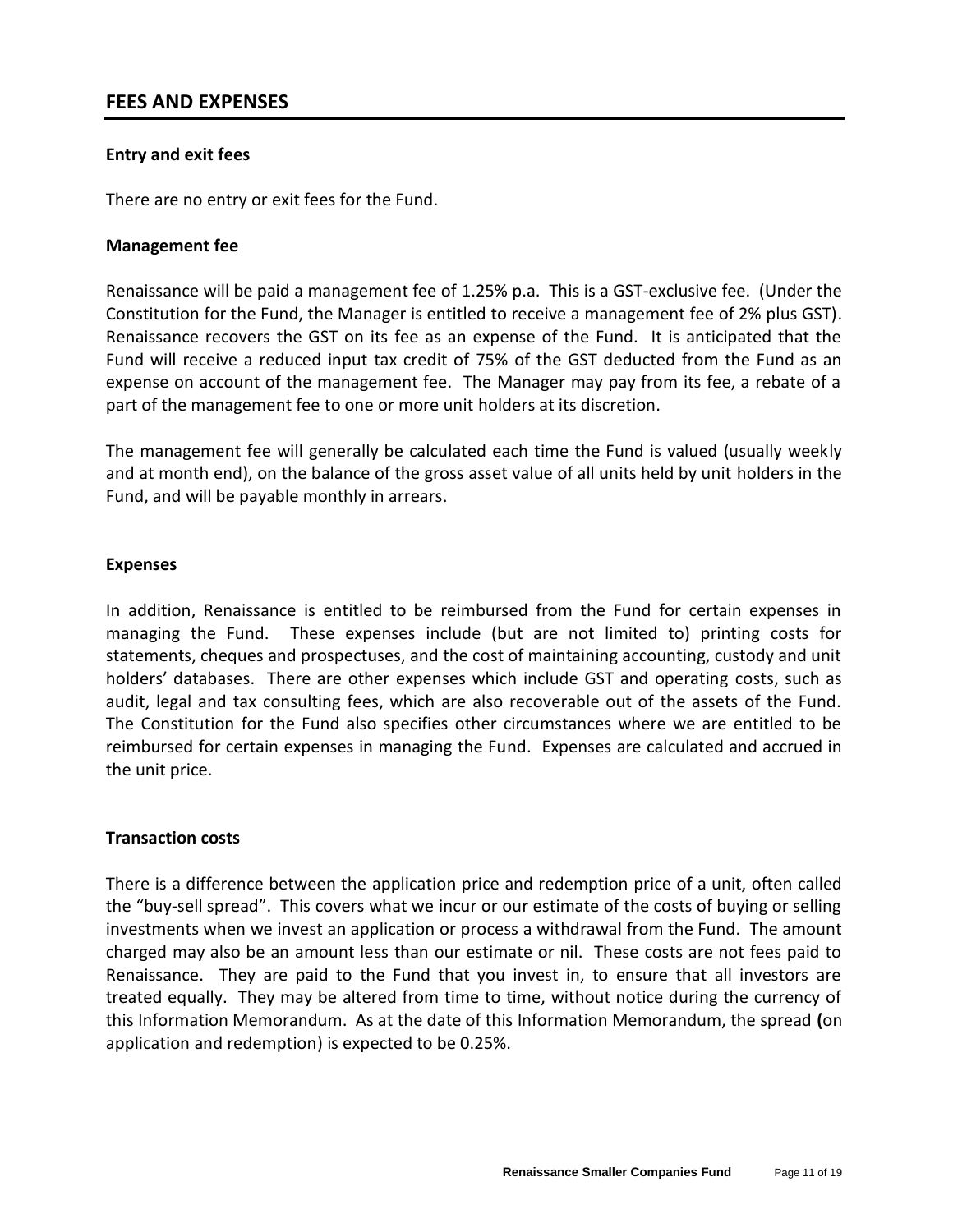## FEES AND EXPENSES

### Entry and exit fees

There are no entry or exit fees for the Fund.

### Management fee

Renaissance will be paid a management fee of 1.25% p.a. This is a GST-exclusive fee. (Under the Constitution for the Fund, the Manager is entitled to receive a management fee of 2% plus GST). Renaissance recovers the GST on its fee as an expense of the Fund. It is anticipated that the Fund will receive a reduced input tax credit of 75% of the GST deducted from the Fund as an expense on account of the management fee. The Manager may pay from its fee, a rebate of a part of the management fee to one or more unit holders at its discretion.

The management fee will generally be calculated each time the Fund is valued (usually weekly and at month end), on the balance of the gross asset value of all units held by unit holders in the Fund, and will be payable monthly in arrears.

### Expenses

In addition, Renaissance is entitled to be reimbursed from the Fund for certain expenses in managing the Fund. These expenses include (but are not limited to) printing costs for statements, cheques and prospectuses, and the cost of maintaining accounting, custody and unit holders' databases. There are other expenses which include GST and operating costs, such as audit, legal and tax consulting fees, which are also recoverable out of the assets of the Fund. The Constitution for the Fund also specifies other circumstances where we are entitled to be reimbursed for certain expenses in managing the Fund. Expenses are calculated and accrued in the unit price.

### Transaction costs

There is a difference between the application price and redemption price of a unit, often called the "buy-sell spread". This covers what we incur or our estimate of the costs of buying or selling investments when we invest an application or process a withdrawal from the Fund. The amount charged may also be an amount less than our estimate or nil. These costs are not fees paid to Renaissance. They are paid to the Fund that you invest in, to ensure that all investors are treated equally. They may be altered from time to time, without notice during the currency of this Information Memorandum. As at the date of this Information Memorandum, the spread (on application and redemption) is expected to be 0.25%.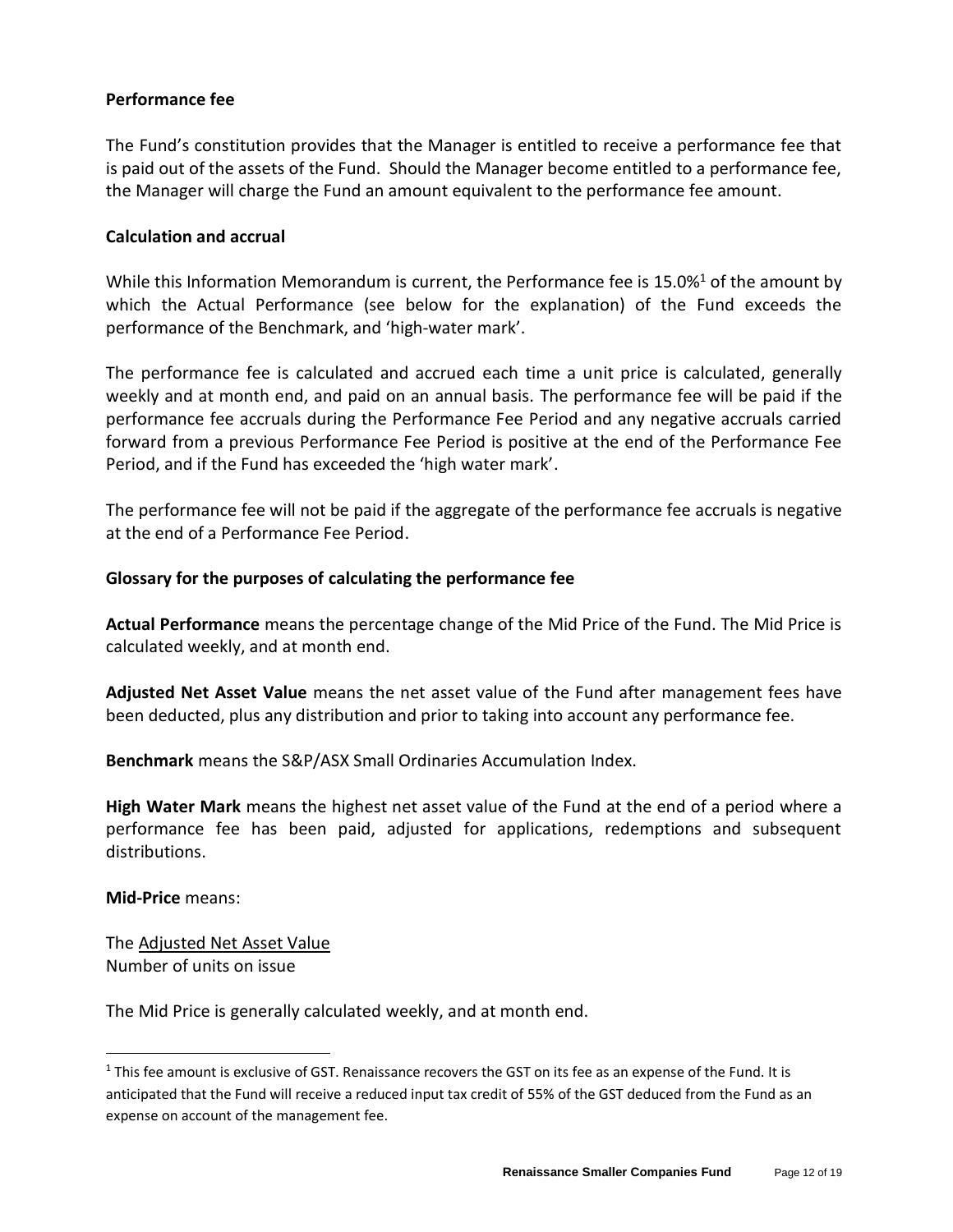**Performance fee**

The Fund's constitution provides that the Manager is entitled to receive a performance fee that is paid out of the assets of the Fund. Should the Manager become entitled to a performance fee, the Manager will charge the Fund an amount equivalent to the performance fee amount.

**Calculation and accrual**

While this Information Memorandum is current, the Performance fee is 15.0%[1] of the amount by which the Actual Performance (see below for the explanation) of the Fund exceeds the performance of the Benchmark, and 'high-water mark'.

The performance fee is calculated and accrued each time a unit price is calculated, generally weekly and at month end, and paid on an annual basis. The performance fee will be paid if the performance fee accruals during the Performance Fee Period and any negative accruals carried forward from a previous Performance Fee Period is positive at the end of the Performance Fee Period, and if the Fund has exceeded the 'high water mark'.

The performance fee will not be paid if the aggregate of the performance fee accruals is negative at the end of a Performance Fee Period.

**Glossary for the purposes of calculating the performance fee**

**Actual Performance** means the percentage change of the Mid Price of the Fund. The Mid Price is calculated weekly, and at month end.

**Adjusted Net Asset Value** means the net asset value of the Fund after management fees have been deducted, plus any distribution and prior to taking into account any performance fee.

**Benchmark** means the S&P/ASX Small Ordinaries Accumulation Index.

**High Water Mark** means the highest net asset value of the Fund at the end of a period where a performance fee has been paid, adjusted for applications, redemptions and subsequent distributions.

**Mid-Price** means:

$$\frac{\text{The Adjusted Net Asset Value}}{\text{Number of units on issue}}$$

The Mid Price is generally calculated weekly, and at month end.

---

[1] This fee amount is exclusive of GST. Renaissance recovers the GST on its fee as an expense of the Fund. It is anticipated that the Fund will receive a reduced input tax credit of 55% of the GST deduced from the Fund as an expense on account of the management fee.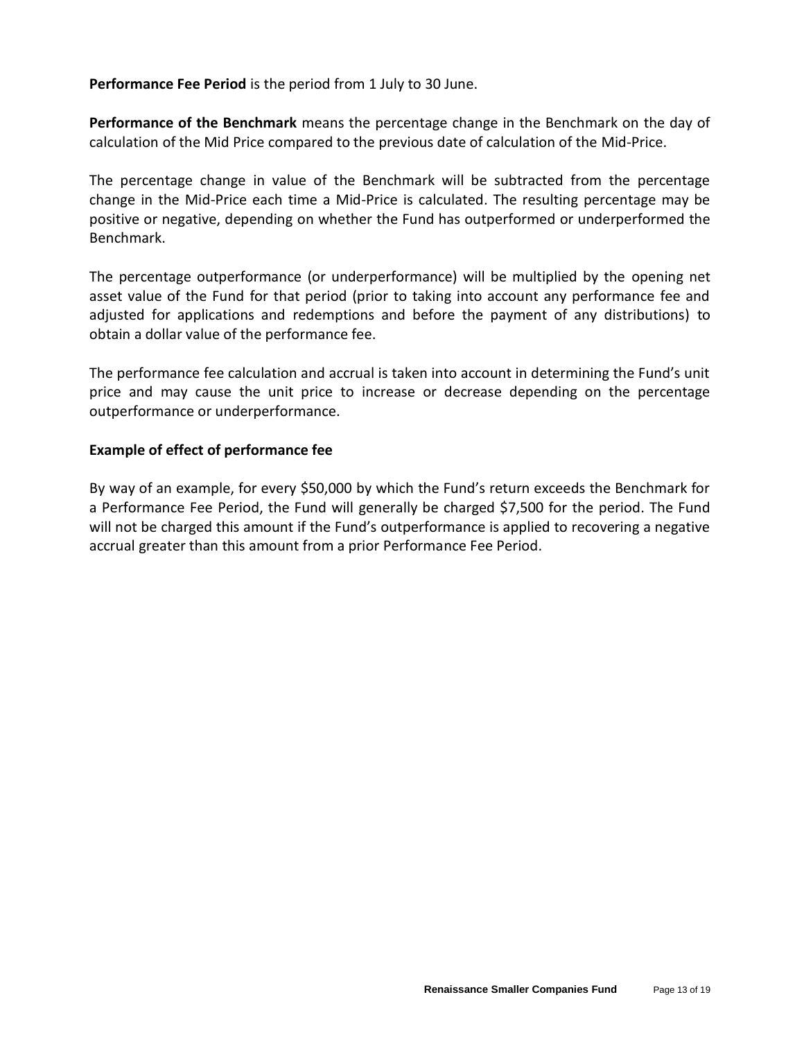**Performance Fee Period** is the period from 1 July to 30 June.

**Performance of the Benchmark** means the percentage change in the Benchmark on the day of calculation of the Mid Price compared to the previous date of calculation of the Mid-Price.

The percentage change in value of the Benchmark will be subtracted from the percentage change in the Mid-Price each time a Mid-Price is calculated. The resulting percentage may be positive or negative, depending on whether the Fund has outperformed or underperformed the Benchmark.

The percentage outperformance (or underperformance) will be multiplied by the opening net asset value of the Fund for that period (prior to taking into account any performance fee and adjusted for applications and redemptions and before the payment of any distributions) to obtain a dollar value of the performance fee.

The performance fee calculation and accrual is taken into account in determining the Fund's unit price and may cause the unit price to increase or decrease depending on the percentage outperformance or underperformance.

**Example of effect of performance fee**

By way of an example, for every $50,000 by which the Fund's return exceeds the Benchmark for a Performance Fee Period, the Fund will generally be charged $7,500 for the period. The Fund will not be charged this amount if the Fund's outperformance is applied to recovering a negative accrual greater than this amount from a prior Performance Fee Period.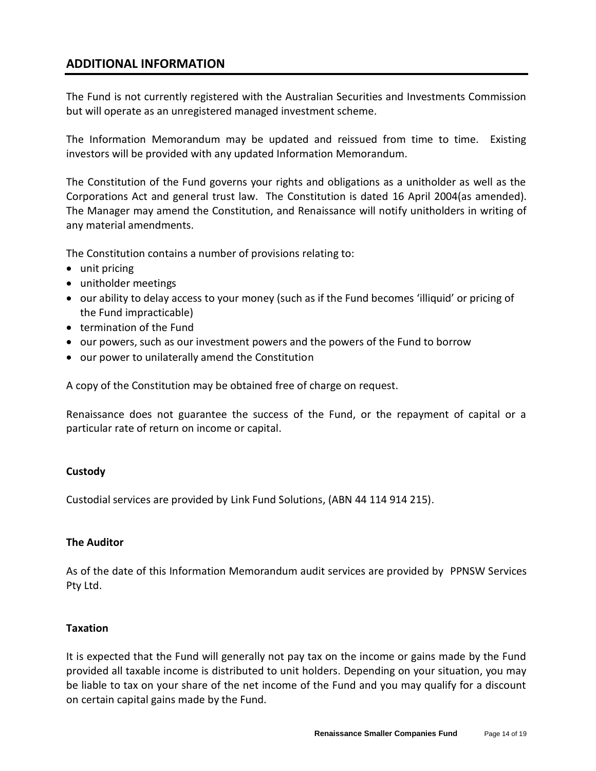## ADDITIONAL INFORMATION

The Fund is not currently registered with the Australian Securities and Investments Commission but will operate as an unregistered managed investment scheme.

The Information Memorandum may be updated and reissued from time to time. Existing investors will be provided with any updated Information Memorandum.

The Constitution of the Fund governs your rights and obligations as a unitholder as well as the Corporations Act and general trust law. The Constitution is dated 16 April 2004(as amended). The Manager may amend the Constitution, and Renaissance will notify unitholders in writing of any material amendments.

The Constitution contains a number of provisions relating to:

- unit pricing
- unitholder meetings
- our ability to delay access to your money (such as if the Fund becomes 'illiquid' or pricing of the Fund impracticable)
- termination of the Fund
- our powers, such as our investment powers and the powers of the Fund to borrow
- our power to unilaterally amend the Constitution

A copy of the Constitution may be obtained free of charge on request.

Renaissance does not guarantee the success of the Fund, or the repayment of capital or a particular rate of return on income or capital.

**Custody**

Custodial services are provided by Link Fund Solutions, (ABN 44 114 914 215).

**The Auditor**

As of the date of this Information Memorandum audit services are provided by PPNSW Services Pty Ltd.

**Taxation**

It is expected that the Fund will generally not pay tax on the income or gains made by the Fund provided all taxable income is distributed to unit holders. Depending on your situation, you may be liable to tax on your share of the net income of the Fund and you may qualify for a discount on certain capital gains made by the Fund.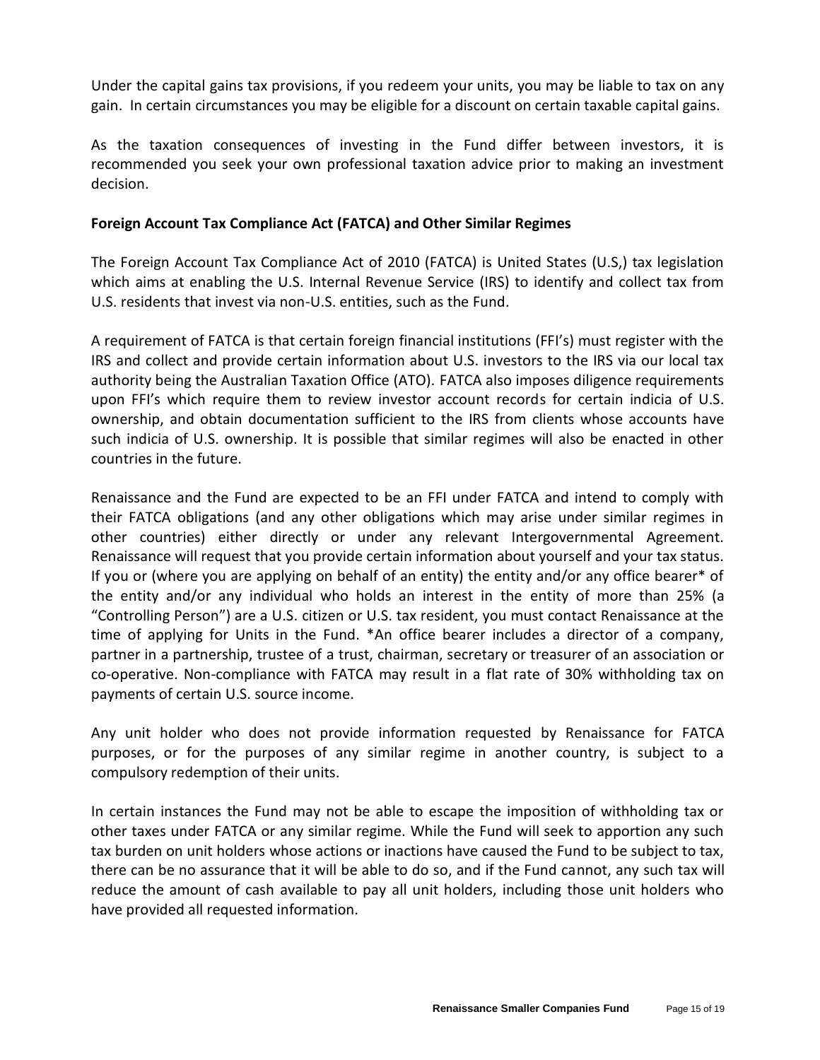Under the capital gains tax provisions, if you redeem your units, you may be liable to tax on any gain. In certain circumstances you may be eligible for a discount on certain taxable capital gains.

As the taxation consequences of investing in the Fund differ between investors, it is recommended you seek your own professional taxation advice prior to making an investment decision.

**Foreign Account Tax Compliance Act (FATCA) and Other Similar Regimes**

The Foreign Account Tax Compliance Act of 2010 (FATCA) is United States (U.S,) tax legislation which aims at enabling the U.S. Internal Revenue Service (IRS) to identify and collect tax from U.S. residents that invest via non-U.S. entities, such as the Fund.

A requirement of FATCA is that certain foreign financial institutions (FFI's) must register with the IRS and collect and provide certain information about U.S. investors to the IRS via our local tax authority being the Australian Taxation Office (ATO). FATCA also imposes diligence requirements upon FFI's which require them to review investor account records for certain indicia of U.S. ownership, and obtain documentation sufficient to the IRS from clients whose accounts have such indicia of U.S. ownership. It is possible that similar regimes will also be enacted in other countries in the future.

Renaissance and the Fund are expected to be an FFI under FATCA and intend to comply with their FATCA obligations (and any other obligations which may arise under similar regimes in other countries) either directly or under any relevant Intergovernmental Agreement. Renaissance will request that you provide certain information about yourself and your tax status. If you or (where you are applying on behalf of an entity) the entity and/or any office bearer* of the entity and/or any individual who holds an interest in the entity of more than 25% (a "Controlling Person") are a U.S. citizen or U.S. tax resident, you must contact Renaissance at the time of applying for Units in the Fund. *An office bearer includes a director of a company, partner in a partnership, trustee of a trust, chairman, secretary or treasurer of an association or co-operative. Non-compliance with FATCA may result in a flat rate of 30% withholding tax on payments of certain U.S. source income.

Any unit holder who does not provide information requested by Renaissance for FATCA purposes, or for the purposes of any similar regime in another country, is subject to a compulsory redemption of their units.

In certain instances the Fund may not be able to escape the imposition of withholding tax or other taxes under FATCA or any similar regime. While the Fund will seek to apportion any such tax burden on unit holders whose actions or inactions have caused the Fund to be subject to tax, there can be no assurance that it will be able to do so, and if the Fund cannot, any such tax will reduce the amount of cash available to pay all unit holders, including those unit holders who have provided all requested information.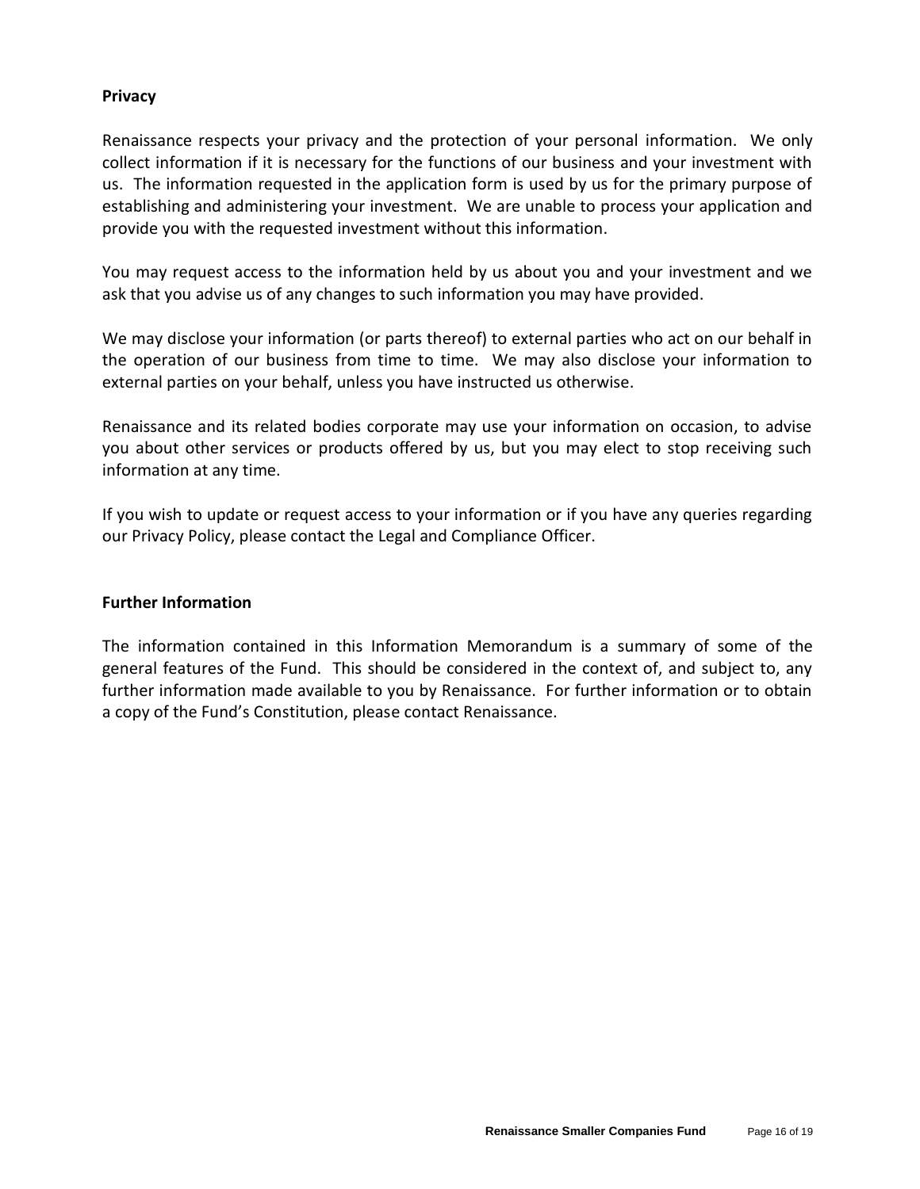## Privacy

Renaissance respects your privacy and the protection of your personal information. We only collect information if it is necessary for the functions of our business and your investment with us. The information requested in the application form is used by us for the primary purpose of establishing and administering your investment. We are unable to process your application and provide you with the requested investment without this information.

You may request access to the information held by us about you and your investment and we ask that you advise us of any changes to such information you may have provided.

We may disclose your information (or parts thereof) to external parties who act on our behalf in the operation of our business from time to time. We may also disclose your information to external parties on your behalf, unless you have instructed us otherwise.

Renaissance and its related bodies corporate may use your information on occasion, to advise you about other services or products offered by us, but you may elect to stop receiving such information at any time.

If you wish to update or request access to your information or if you have any queries regarding our Privacy Policy, please contact the Legal and Compliance Officer.

## Further Information

The information contained in this Information Memorandum is a summary of some of the general features of the Fund. This should be considered in the context of, and subject to, any further information made available to you by Renaissance. For further information or to obtain a copy of the Fund's Constitution, please contact Renaissance.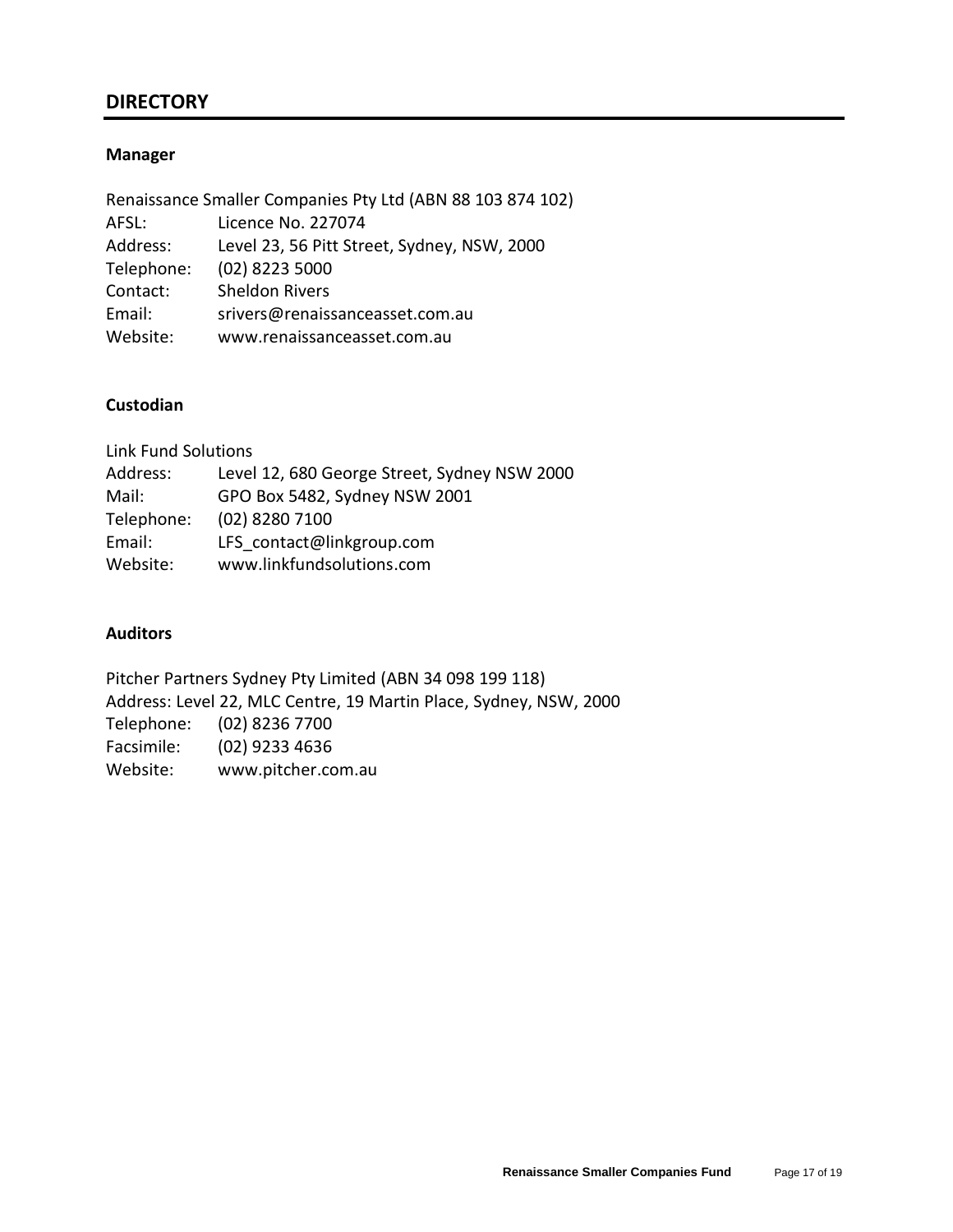## DIRECTORY

### Manager

Renaissance Smaller Companies Pty Ltd (ABN 88 103 874 102)
AFSL: Licence No. 227074
Address: Level 23, 56 Pitt Street, Sydney, NSW, 2000
Telephone: (02) 8223 5000
Contact: Sheldon Rivers
Email: srivers@renaissanceasset.com.au
Website: www.renaissanceasset.com.au

### Custodian

Link Fund Solutions
Address: Level 12, 680 George Street, Sydney NSW 2000
Mail: GPO Box 5482, Sydney NSW 2001
Telephone: (02) 8280 7100
Email: LFS_contact@linkgroup.com
Website: www.linkfundsolutions.com

### Auditors

Pitcher Partners Sydney Pty Limited (ABN 34 098 199 118)
Address: Level 22, MLC Centre, 19 Martin Place, Sydney, NSW, 2000
Telephone: (02) 8236 7700
Facsimile: (02) 9233 4636
Website: www.pitcher.com.au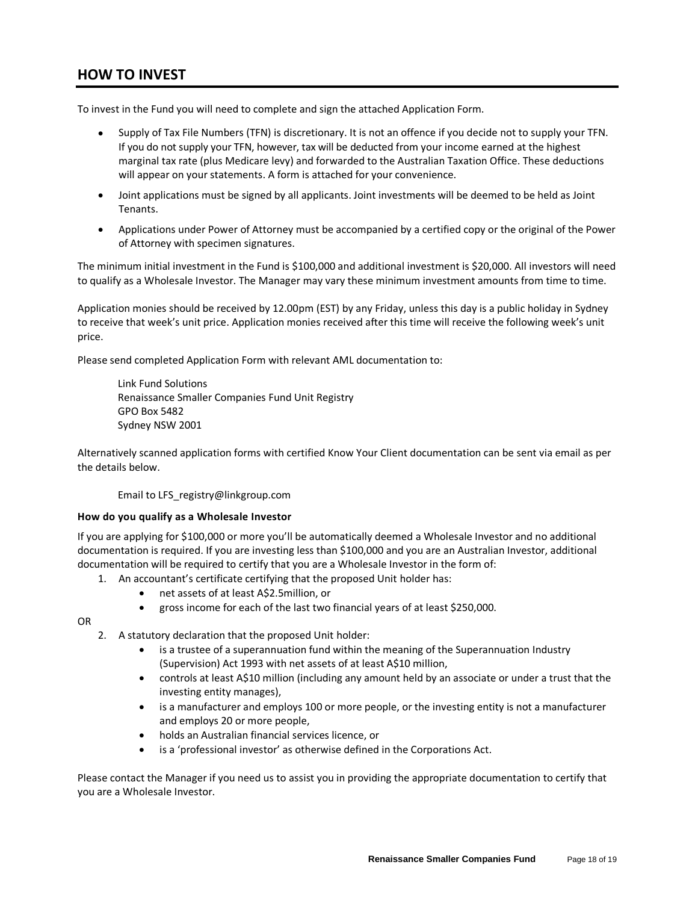## HOW TO INVEST

To invest in the Fund you will need to complete and sign the attached Application Form.

- Supply of Tax File Numbers (TFN) is discretionary. It is not an offence if you decide not to supply your TFN. If you do not supply your TFN, however, tax will be deducted from your income earned at the highest marginal tax rate (plus Medicare levy) and forwarded to the Australian Taxation Office. These deductions will appear on your statements. A form is attached for your convenience.
- Joint applications must be signed by all applicants. Joint investments will be deemed to be held as Joint Tenants.
- Applications under Power of Attorney must be accompanied by a certified copy or the original of the Power of Attorney with specimen signatures.

The minimum initial investment in the Fund is $100,000 and additional investment is $20,000. All investors will need to qualify as a Wholesale Investor. The Manager may vary these minimum investment amounts from time to time.

Application monies should be received by 12.00pm (EST) by any Friday, unless this day is a public holiday in Sydney to receive that week's unit price. Application monies received after this time will receive the following week's unit price.

Please send completed Application Form with relevant AML documentation to:

Link Fund Solutions
Renaissance Smaller Companies Fund Unit Registry
GPO Box 5482
Sydney NSW 2001

Alternatively scanned application forms with certified Know Your Client documentation can be sent via email as per the details below.

Email to LFS_registry@linkgroup.com

**How do you qualify as a Wholesale Investor**

If you are applying for $100,000 or more you'll be automatically deemed a Wholesale Investor and no additional documentation is required. If you are investing less than $100,000 and you are an Australian Investor, additional documentation will be required to certify that you are a Wholesale Investor in the form of:

1. An accountant's certificate certifying that the proposed Unit holder has:
   - net assets of at least A$2.5million, or
   - gross income for each of the last two financial years of at least $250,000.

OR

2. A statutory declaration that the proposed Unit holder:
   - is a trustee of a superannuation fund within the meaning of the Superannuation Industry (Supervision) Act 1993 with net assets of at least A$10 million,
   - controls at least A$10 million (including any amount held by an associate or under a trust that the investing entity manages),
   - is a manufacturer and employs 100 or more people, or the investing entity is not a manufacturer and employs 20 or more people,
   - holds an Australian financial services licence, or
   - is a 'professional investor' as otherwise defined in the Corporations Act.

Please contact the Manager if you need us to assist you in providing the appropriate documentation to certify that you are a Wholesale Investor.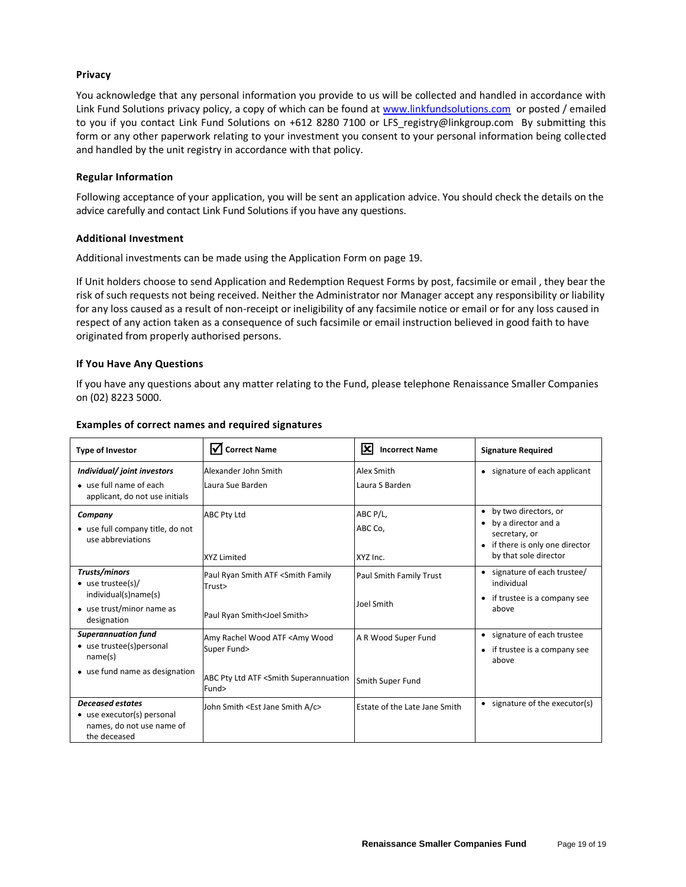### Privacy

You acknowledge that any personal information you provide to us will be collected and handled in accordance with Link Fund Solutions privacy policy, a copy of which can be found at www.linkfundsolutions.com or posted / emailed to you if you contact Link Fund Solutions on +612 8280 7100 or LFS_registry@linkgroup.com By submitting this form or any other paperwork relating to your investment you consent to your personal information being collected and handled by the unit registry in accordance with that policy.

### Regular Information

Following acceptance of your application, you will be sent an application advice. You should check the details on the advice carefully and contact Link Fund Solutions if you have any questions.

### Additional Investment

Additional investments can be made using the Application Form on page 19.

If Unit holders choose to send Application and Redemption Request Forms by post, facsimile or email , they bear the risk of such requests not being received. Neither the Administrator nor Manager accept any responsibility or liability for any loss caused as a result of non-receipt or ineligibility of any facsimile notice or email or for any loss caused in respect of any action taken as a consequence of such facsimile or email instruction believed in good faith to have originated from properly authorised persons.

### If You Have Any Questions

If you have any questions about any matter relating to the Fund, please telephone Renaissance Smaller Companies on (02) 8223 5000.

### Examples of correct names and required signatures

| Type of Investor | ☑ Correct Name | ☒ Incorrect Name | Signature Required |
|---|---|---|---|
| ***Individual/ joint investors***<br>• use full name of each applicant, do not use initials | Alexander John Smith<br>Laura Sue Barden | Alex Smith<br>Laura S Barden | • signature of each applicant |
| ***Company***<br>• use full company title, do not use abbreviations | ABC Pty Ltd<br>XYZ Limited | ABC P/L,<br>ABC Co,<br>XYZ Inc. | • by two directors, or<br>• by a director and a secretary, or<br>• if there is only one director by that sole director |
| ***Trusts/minors***<br>• use trustee(s)/ individual(s)name(s)<br>• use trust/minor name as designation | Paul Ryan Smith ATF <Smith Family Trust><br>Paul Ryan Smith<Joel Smith> | Paul Smith Family Trust<br>Joel Smith | • signature of each trustee/ individual<br>• if trustee is a company see above |
| ***Superannuation fund***<br>• use trustee(s)personal name(s)<br>• use fund name as designation | Amy Rachel Wood ATF <Amy Wood Super Fund><br>ABC Pty Ltd ATF <Smith Superannuation Fund> | A R Wood Super Fund<br>Smith Super Fund | • signature of each trustee<br>• if trustee is a company see above |
| ***Deceased estates***<br>• use executor(s) personal names, do not use name of the deceased | John Smith <Est Jane Smith A/c> | Estate of the Late Jane Smith | • signature of the executor(s) |